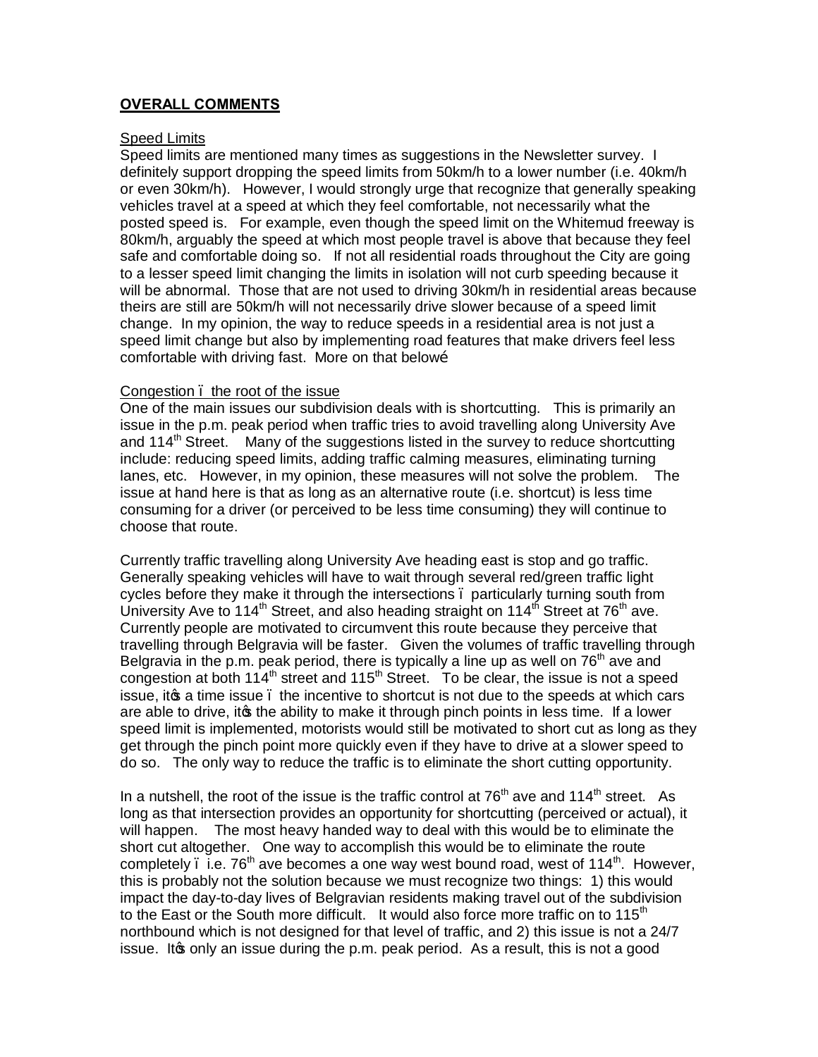## OVERALL COMMENTS

### Speed Limits

Speed limits are mentioned many times as suggestions in the Newsletter survey. I definitely support dropping the speed limits from 50km/h to a lower number (i.e. 40km/h or even 30km/h). However, I would strongly urge that recognize that generally speaking vehicles travel at a speed at which they feel comfortable, not necessarily what the posted speed is. For example, even though the speed limit on the Whitemud freeway is 80km/h, arguably the speed at which most people travel is above that because they feel safe and comfortable doing so. If not all residential roads throughout the City are going to a lesser speed limit changing the limits in isolation will not curb speeding because it will be abnormal. Those that are not used to driving 30km/h in residential areas because theirs are still are 50km/h will not necessarily drive slower because of a speed limit change. In my opinion, the way to reduce speeds in a residential area is not just a speed limit change but also by implementing road features that make drivers feel less comfortable with driving fast. More on that below…

### Congestion – the root of the issue

One of the main issues our subdivision deals with is shortcutting. This is primarily an issue in the p.m. peak period when traffic tries to avoid travelling along University Ave and 114th Street. Many of the suggestions listed in the survey to reduce shortcutting include: reducing speed limits, adding traffic calming measures, eliminating turning lanes, etc. However, in my opinion, these measures will not solve the problem. The issue at hand here is that as long as an alternative route (i.e. shortcut) is less time consuming for a driver (or perceived to be less time consuming) they will continue to choose that route.

Currently traffic travelling along University Ave heading east is stop and go traffic. Generally speaking vehicles will have to wait through several red/green traffic light cycles before they make it through the intersections – particularly turning south from University Ave to 114th Street, and also heading straight on 114th Street at 76th ave. Currently people are motivated to circumvent this route because they perceive that travelling through Belgravia will be faster. Given the volumes of traffic travelling through Belgravia in the p.m. peak period, there is typically a line up as well on 76th ave and congestion at both 114th street and 115th Street. To be clear, the issue is not a speed issue, it's a time issue – the incentive to shortcut is not due to the speeds at which cars are able to drive, it's the ability to make it through pinch points in less time. If a lower speed limit is implemented, motorists would still be motivated to short cut as long as they get through the pinch point more quickly even if they have to drive at a slower speed to do so. The only way to reduce the traffic is to eliminate the short cutting opportunity.

In a nutshell, the root of the issue is the traffic control at 76th ave and 114th street. As long as that intersection provides an opportunity for shortcutting (perceived or actual), it will happen. The most heavy handed way to deal with this would be to eliminate the short cut altogether. One way to accomplish this would be to eliminate the route completely – i.e. 76th ave becomes a one way west bound road, west of 114th. However, this is probably not the solution because we must recognize two things: 1) this would impact the day-to-day lives of Belgravian residents making travel out of the subdivision to the East or the South more difficult. It would also force more traffic on to 115th northbound which is not designed for that level of traffic, and 2) this issue is not a 24/7 issue. It's only an issue during the p.m. peak period. As a result, this is not a good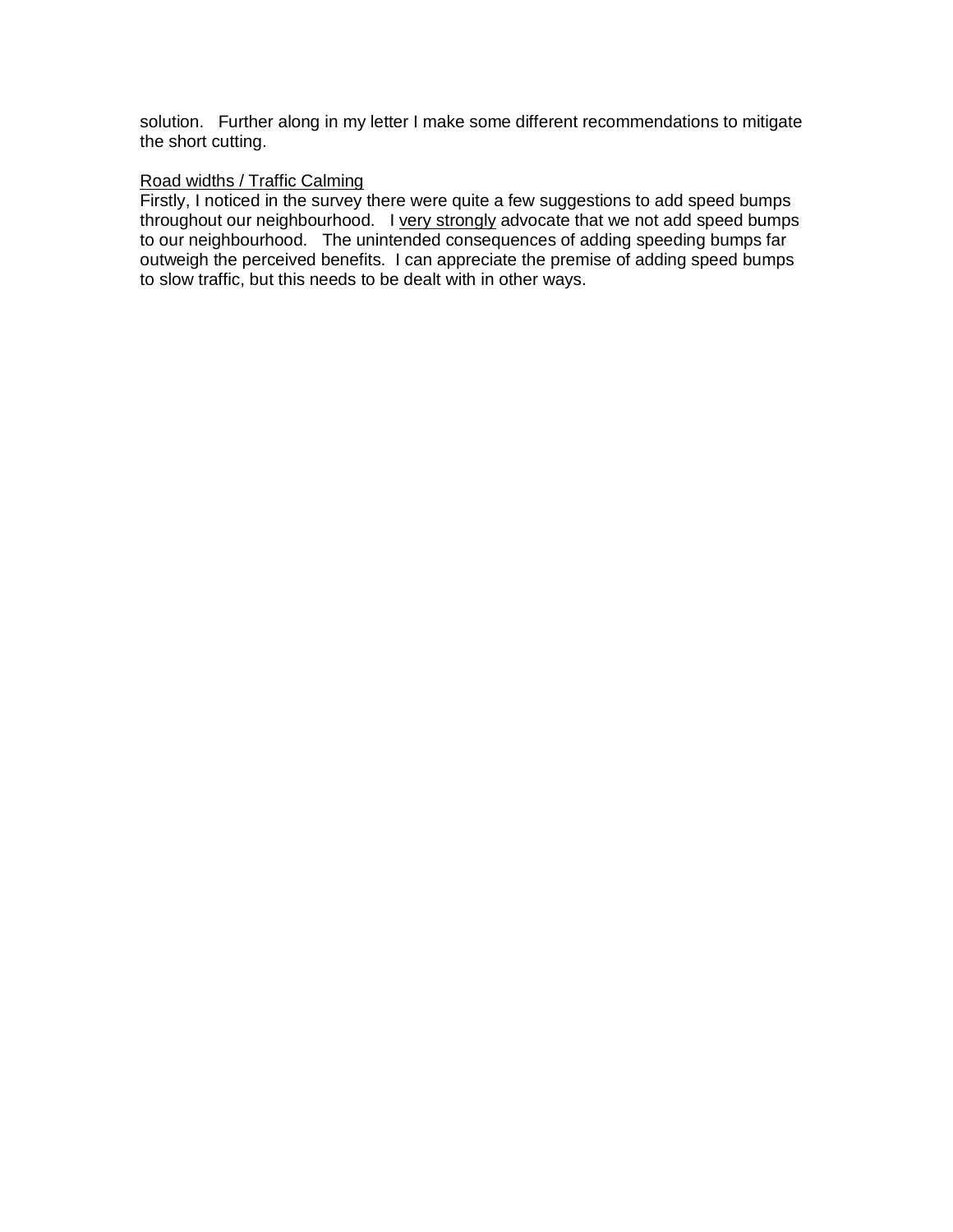solution. Further along in my letter I make some different recommendations to mitigate the short cutting.

<u>Road widths / Traffic Calming</u>

Firstly, I noticed in the survey there were quite a few suggestions to add speed bumps throughout our neighbourhood. I <u>very strongly</u> advocate that we not add speed bumps to our neighbourhood. The unintended consequences of adding speeding bumps far outweigh the perceived benefits. I can appreciate the premise of adding speed bumps to slow traffic, but this needs to be dealt with in other ways.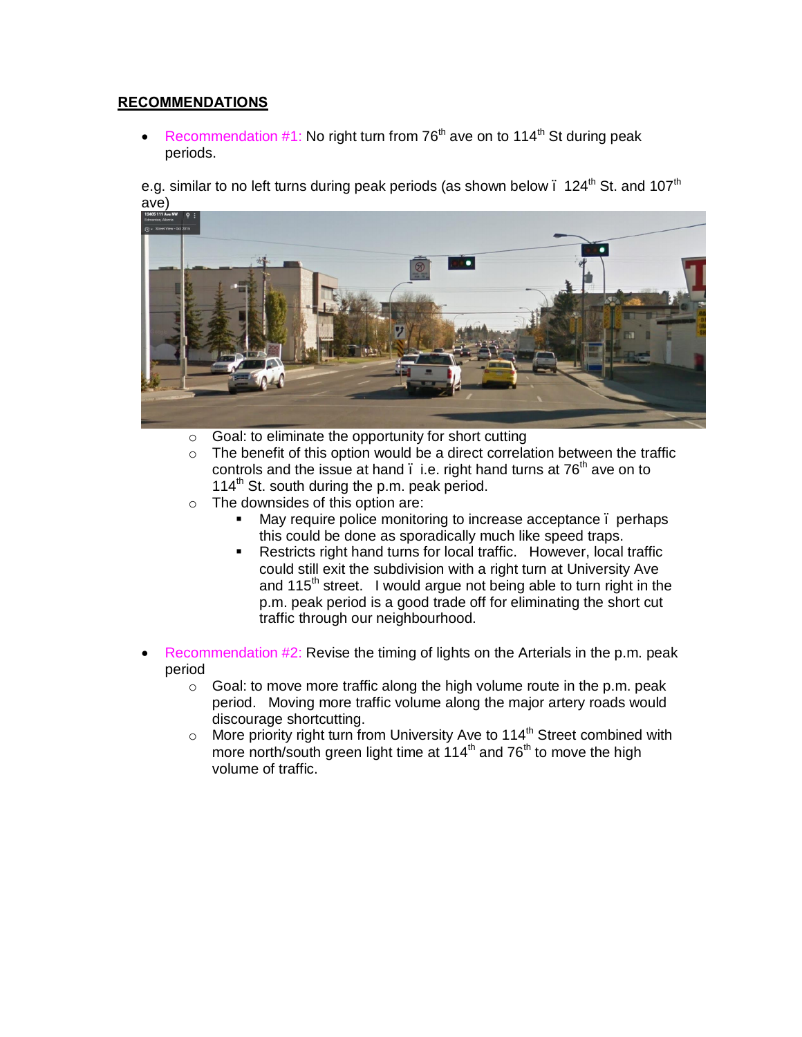## RECOMMENDATIONS

- Recommendation #1: No right turn from 76th ave on to 114th St during peak periods.

e.g. similar to no left turns during peak periods (as shown below ï 124th St. and 107th ave)

  - Goal: to eliminate the opportunity for short cutting
  - The benefit of this option would be a direct correlation between the traffic controls and the issue at hand ï i.e. right hand turns at 76th ave on to 114th St. south during the p.m. peak period.
  - The downsides of this option are:
    - May require police monitoring to increase acceptance ï perhaps this could be done as sporadically much like speed traps.
    - Restricts right hand turns for local traffic. However, local traffic could still exit the subdivision with a right turn at University Ave and 115th street. I would argue not being able to turn right in the p.m. peak period is a good trade off for eliminating the short cut traffic through our neighbourhood.

- Recommendation #2: Revise the timing of lights on the Arterials in the p.m. peak period
  - Goal: to move more traffic along the high volume route in the p.m. peak period. Moving more traffic volume along the major artery roads would discourage shortcutting.
  - More priority right turn from University Ave to 114th Street combined with more north/south green light time at 114th and 76th to move the high volume of traffic.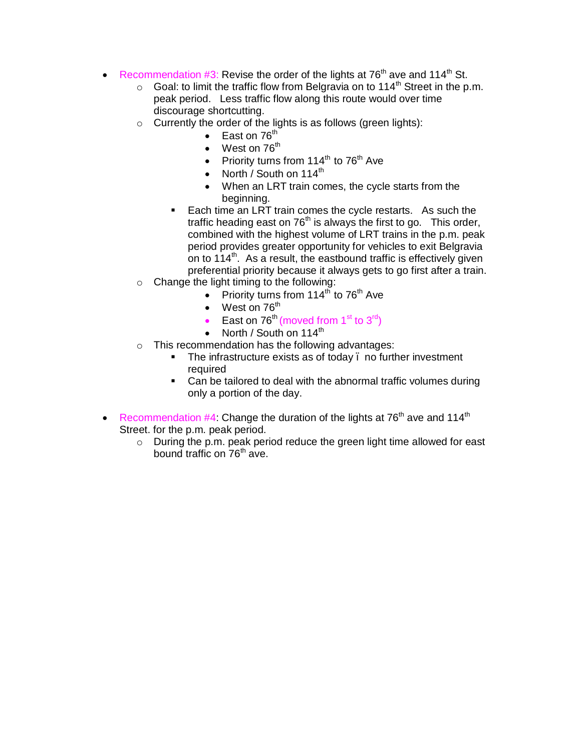- Recommendation #3: Revise the order of the lights at 76th ave and 114th St.
  - Goal: to limit the traffic flow from Belgravia on to 114th Street in the p.m. peak period. Less traffic flow along this route would over time discourage shortcutting.
  - Currently the order of the lights is as follows (green lights):
    - East on 76th
    - West on 76th
    - Priority turns from 114th to 76th Ave
    - North / South on 114th
    - When an LRT train comes, the cycle starts from the beginning.
      - Each time an LRT train comes the cycle restarts. As such the traffic heading east on 76th is always the first to go. This order, combined with the highest volume of LRT trains in the p.m. peak period provides greater opportunity for vehicles to exit Belgravia on to 114th. As a result, the eastbound traffic is effectively given preferential priority because it always gets to go first after a train.
  - Change the light timing to the following:
    - Priority turns from 114th to 76th Ave
    - West on 76th
    - East on 76th (moved from 1st to 3rd)
    - North / South on 114th
  - This recommendation has the following advantages:
    - The infrastructure exists as of today – no further investment required
    - Can be tailored to deal with the abnormal traffic volumes during only a portion of the day.

- Recommendation #4: Change the duration of the lights at 76th ave and 114th Street. for the p.m. peak period.
  - During the p.m. peak period reduce the green light time allowed for east bound traffic on 76th ave.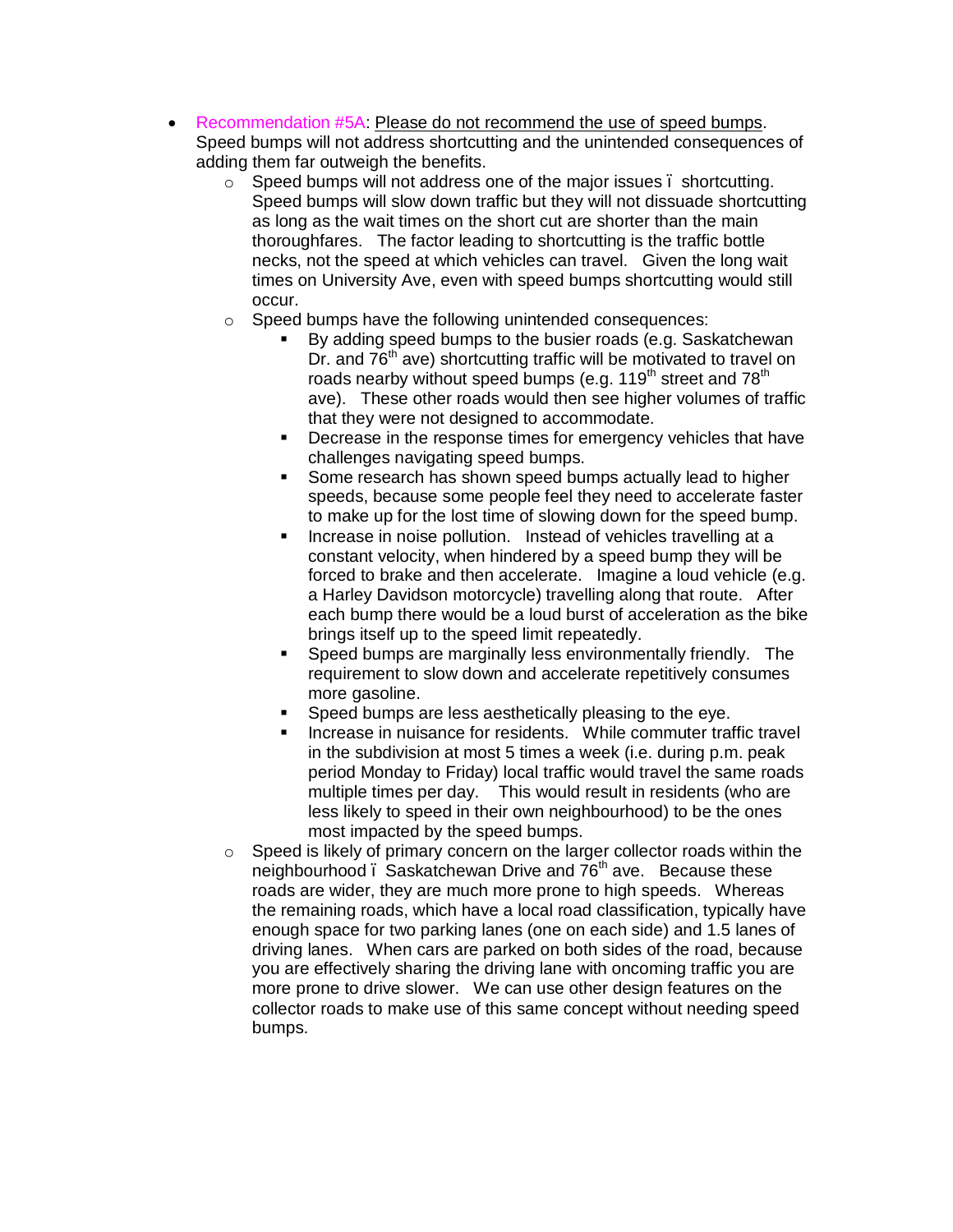- Recommendation #5A: Please do not recommend the use of speed bumps. Speed bumps will not address shortcutting and the unintended consequences of adding them far outweigh the benefits.
    - Speed bumps will not address one of the major issues ï shortcutting. Speed bumps will slow down traffic but they will not dissuade shortcutting as long as the wait times on the short cut are shorter than the main thoroughfares. The factor leading to shortcutting is the traffic bottle necks, not the speed at which vehicles can travel. Given the long wait times on University Ave, even with speed bumps shortcutting would still occur.
    - Speed bumps have the following unintended consequences:
        - By adding speed bumps to the busier roads (e.g. Saskatchewan Dr. and 76th ave) shortcutting traffic will be motivated to travel on roads nearby without speed bumps (e.g. 119th street and 78th ave). These other roads would then see higher volumes of traffic that they were not designed to accommodate.
        - Decrease in the response times for emergency vehicles that have challenges navigating speed bumps.
        - Some research has shown speed bumps actually lead to higher speeds, because some people feel they need to accelerate faster to make up for the lost time of slowing down for the speed bump.
        - Increase in noise pollution. Instead of vehicles travelling at a constant velocity, when hindered by a speed bump they will be forced to brake and then accelerate. Imagine a loud vehicle (e.g. a Harley Davidson motorcycle) travelling along that route. After each bump there would be a loud burst of acceleration as the bike brings itself up to the speed limit repeatedly.
        - Speed bumps are marginally less environmentally friendly. The requirement to slow down and accelerate repetitively consumes more gasoline.
        - Speed bumps are less aesthetically pleasing to the eye.
        - Increase in nuisance for residents. While commuter traffic travel in the subdivision at most 5 times a week (i.e. during p.m. peak period Monday to Friday) local traffic would travel the same roads multiple times per day. This would result in residents (who are less likely to speed in their own neighbourhood) to be the ones most impacted by the speed bumps.
    - Speed is likely of primary concern on the larger collector roads within the neighbourhood ï Saskatchewan Drive and 76th ave. Because these roads are wider, they are much more prone to high speeds. Whereas the remaining roads, which have a local road classification, typically have enough space for two parking lanes (one on each side) and 1.5 lanes of driving lanes. When cars are parked on both sides of the road, because you are effectively sharing the driving lane with oncoming traffic you are more prone to drive slower. We can use other design features on the collector roads to make use of this same concept without needing speed bumps.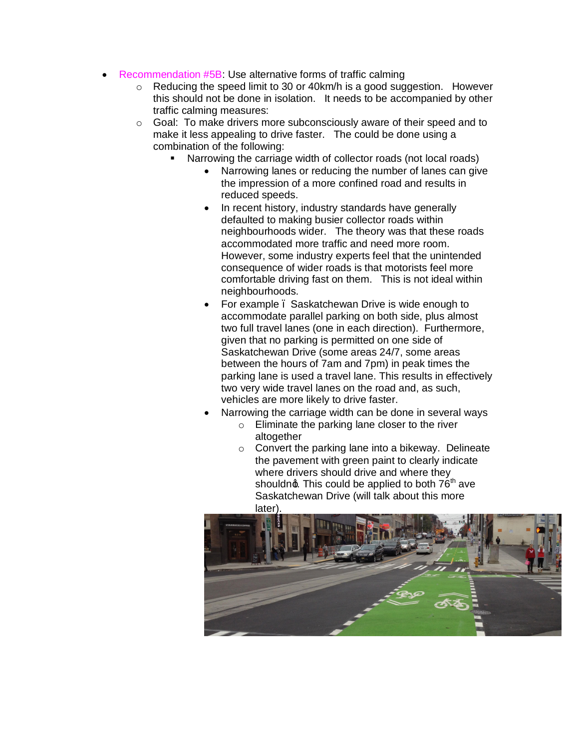- Recommendation #5B: Use alternative forms of traffic calming
  - Reducing the speed limit to 30 or 40km/h is a good suggestion. However this should not be done in isolation. It needs to be accompanied by other traffic calming measures:
  - Goal: To make drivers more subconsciously aware of their speed and to make it less appealing to drive faster. The could be done using a combination of the following:
    - Narrowing the carriage width of collector roads (not local roads)
      - Narrowing lanes or reducing the number of lanes can give the impression of a more confined road and results in reduced speeds.
      - In recent history, industry standards have generally defaulted to making busier collector roads within neighbourhoods wider. The theory was that these roads accommodated more traffic and need more room. However, some industry experts feel that the unintended consequence of wider roads is that motorists feel more comfortable driving fast on them. This is not ideal within neighbourhoods.
      - For example – Saskatchewan Drive is wide enough to accommodate parallel parking on both side, plus almost two full travel lanes (one in each direction). Furthermore, given that no parking is permitted on one side of Saskatchewan Drive (some areas 24/7, some areas between the hours of 7am and 7pm) in peak times the parking lane is used a travel lane. This results in effectively two very wide travel lanes on the road and, as such, vehicles are more likely to drive faster.
      - Narrowing the carriage width can be done in several ways
        - Eliminate the parking lane closer to the river altogether
        - Convert the parking lane into a bikeway. Delineate the pavement with green paint to clearly indicate where drivers should drive and where they shouldn't. This could be applied to both 76th ave Saskatchewan Drive (will talk about this more later).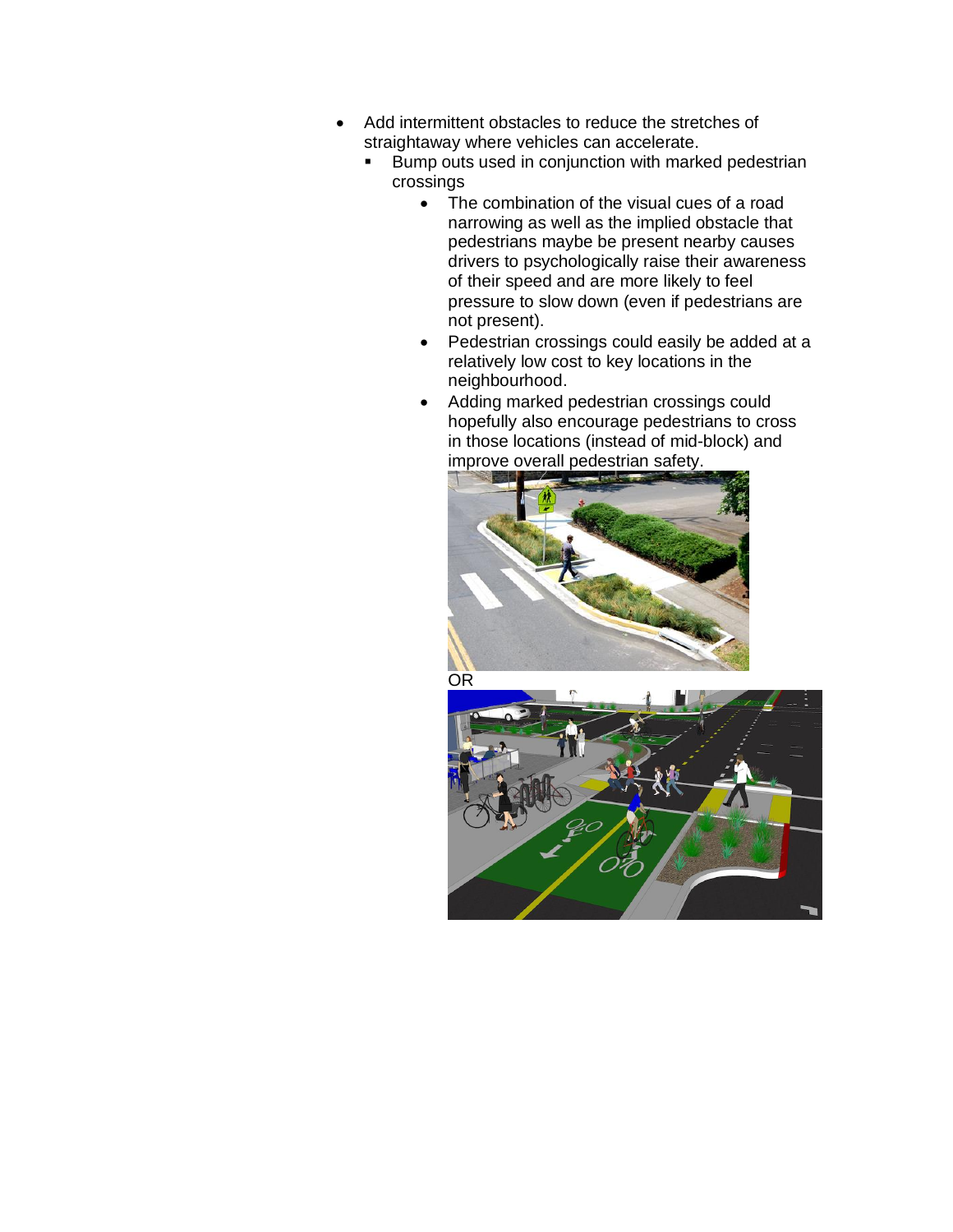- Add intermittent obstacles to reduce the stretches of straightaway where vehicles can accelerate.
    - Bump outs used in conjunction with marked pedestrian crossings
        - The combination of the visual cues of a road narrowing as well as the implied obstacle that pedestrians maybe be present nearby causes drivers to psychologically raise their awareness of their speed and are more likely to feel pressure to slow down (even if pedestrians are not present).
        - Pedestrian crossings could easily be added at a relatively low cost to key locations in the neighbourhood.
        - Adding marked pedestrian crossings could hopefully also encourage pedestrians to cross in those locations (instead of mid-block) and improve overall pedestrian safety.

OR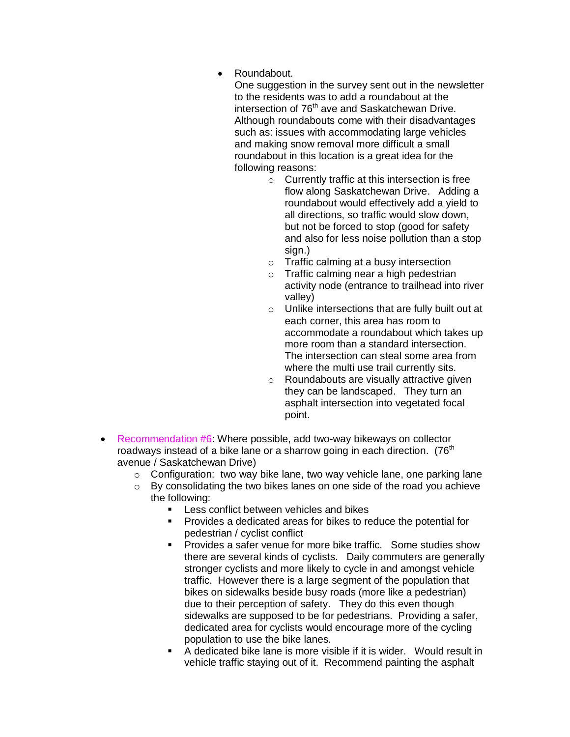- Roundabout.
  One suggestion in the survey sent out in the newsletter to the residents was to add a roundabout at the intersection of 76th ave and Saskatchewan Drive. Although roundabouts come with their disadvantages such as: issues with accommodating large vehicles and making snow removal more difficult a small roundabout in this location is a great idea for the following reasons:
    - Currently traffic at this intersection is free flow along Saskatchewan Drive. Adding a roundabout would effectively add a yield to all directions, so traffic would slow down, but not be forced to stop (good for safety and also for less noise pollution than a stop sign.)
    - Traffic calming at a busy intersection
    - Traffic calming near a high pedestrian activity node (entrance to trailhead into river valley)
    - Unlike intersections that are fully built out at each corner, this area has room to accommodate a roundabout which takes up more room than a standard intersection. The intersection can steal some area from where the multi use trail currently sits.
    - Roundabouts are visually attractive given they can be landscaped. They turn an asphalt intersection into vegetated focal point.

- Recommendation #6: Where possible, add two-way bikeways on collector roadways instead of a bike lane or a sharrow going in each direction. (76th avenue / Saskatchewan Drive)
  - Configuration: two way bike lane, two way vehicle lane, one parking lane
  - By consolidating the two bikes lanes on one side of the road you achieve the following:
    - Less conflict between vehicles and bikes
    - Provides a dedicated areas for bikes to reduce the potential for pedestrian / cyclist conflict
    - Provides a safer venue for more bike traffic. Some studies show there are several kinds of cyclists. Daily commuters are generally stronger cyclists and more likely to cycle in and amongst vehicle traffic. However there is a large segment of the population that bikes on sidewalks beside busy roads (more like a pedestrian) due to their perception of safety. They do this even though sidewalks are supposed to be for pedestrians. Providing a safer, dedicated area for cyclists would encourage more of the cycling population to use the bike lanes.
    - A dedicated bike lane is more visible if it is wider. Would result in vehicle traffic staying out of it. Recommend painting the asphalt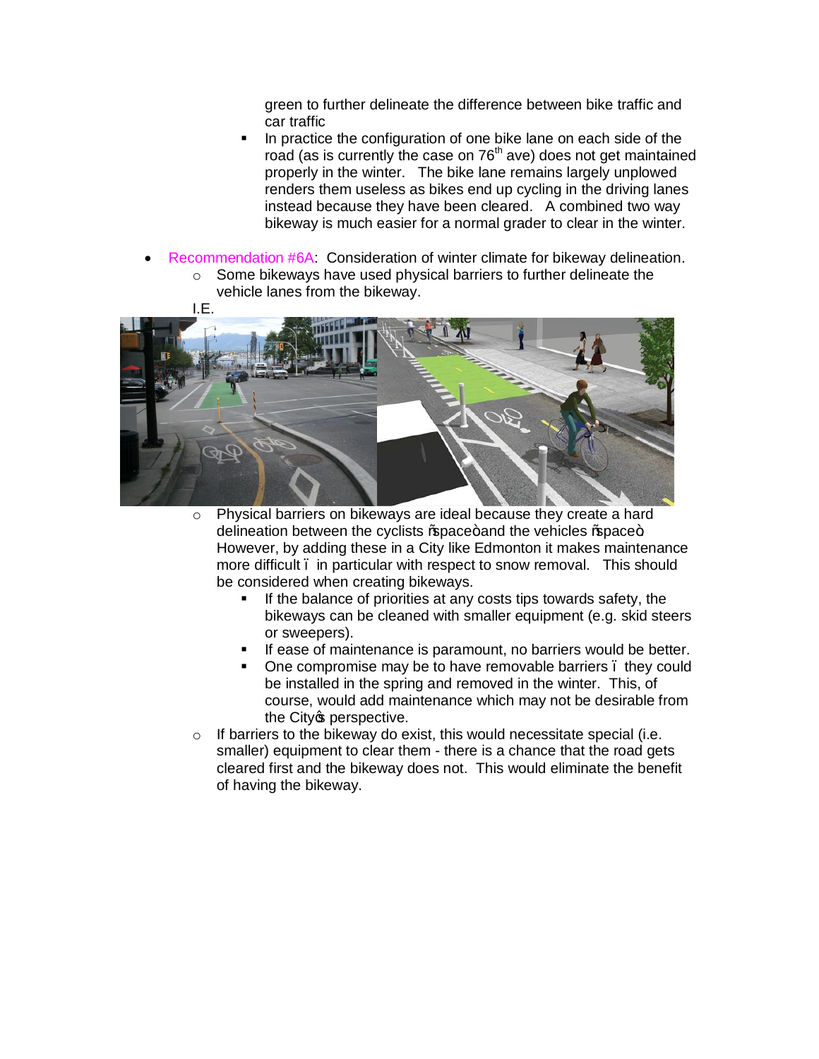green to further delineate the difference between bike traffic and car traffic

- In practice the configuration of one bike lane on each side of the road (as is currently the case on 76th ave) does not get maintained properly in the winter. The bike lane remains largely unplowed renders them useless as bikes end up cycling in the driving lanes instead because they have been cleared. A combined two way bikeway is much easier for a normal grader to clear in the winter.

- Recommendation #6A: Consideration of winter climate for bikeway delineation.
  - Some bikeways have used physical barriers to further delineate the vehicle lanes from the bikeway.

  I.E.

  - Physical barriers on bikeways are ideal because they create a hard delineation between the cyclists "space" and the vehicles "space". However, by adding these in a City like Edmonton it makes maintenance more difficult – in particular with respect to snow removal. This should be considered when creating bikeways.
    - If the balance of priorities at any costs tips towards safety, the bikeways can be cleaned with smaller equipment (e.g. skid steers or sweepers).
    - If ease of maintenance is paramount, no barriers would be better.
    - One compromise may be to have removable barriers – they could be installed in the spring and removed in the winter. This, of course, would add maintenance which may not be desirable from the City's perspective.
  - If barriers to the bikeway do exist, this would necessitate special (i.e. smaller) equipment to clear them - there is a chance that the road gets cleared first and the bikeway does not. This would eliminate the benefit of having the bikeway.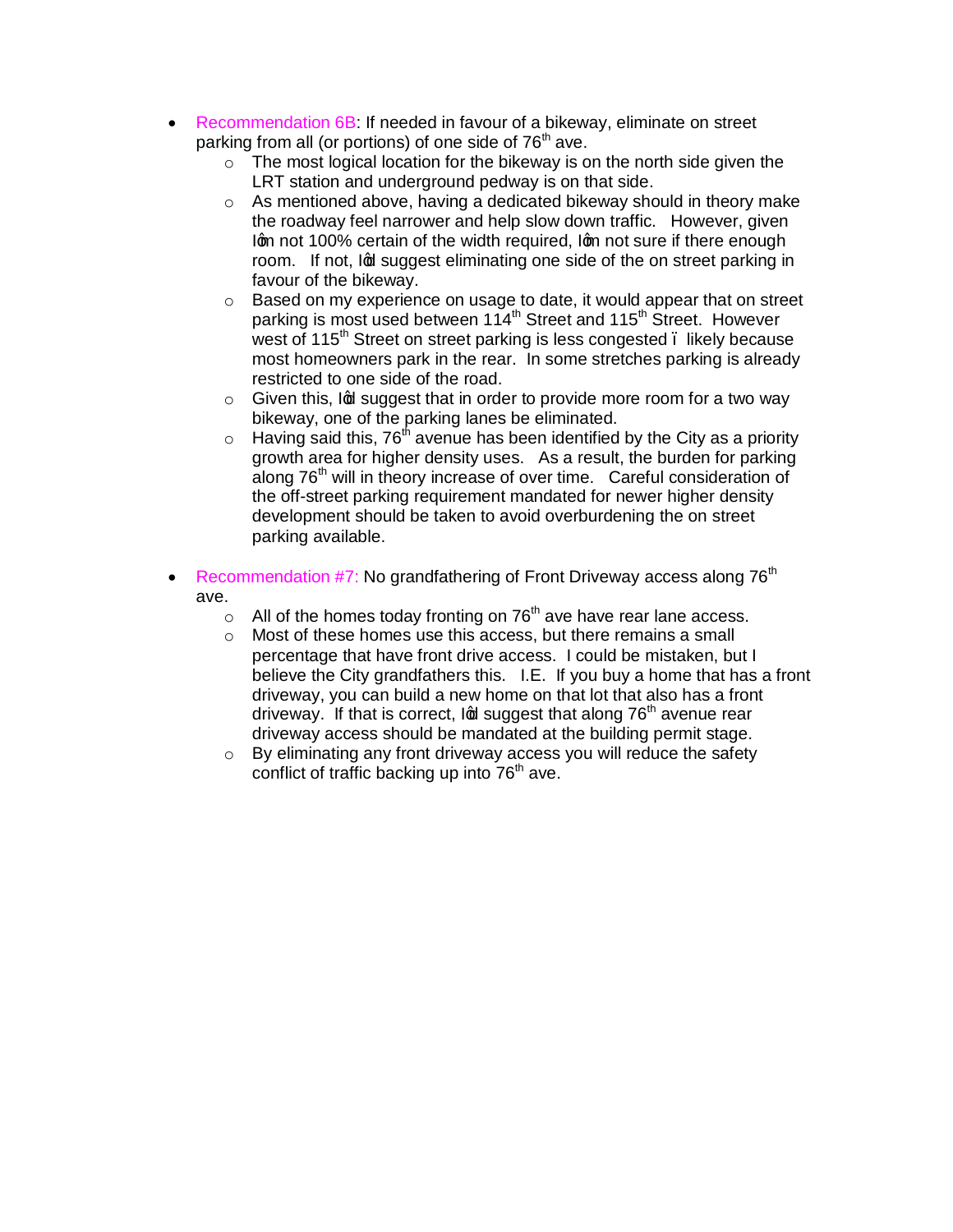- Recommendation 6B: If needed in favour of a bikeway, eliminate on street parking from all (or portions) of one side of 76th ave.
  - The most logical location for the bikeway is on the north side given the LRT station and underground pedway is on that side.
  - As mentioned above, having a dedicated bikeway should in theory make the roadway feel narrower and help slow down traffic. However, given I'm not 100% certain of the width required, I'm not sure if there enough room. If not, I'd suggest eliminating one side of the on street parking in favour of the bikeway.
  - Based on my experience on usage to date, it would appear that on street parking is most used between 114th Street and 115th Street. However west of 115th Street on street parking is less congested – likely because most homeowners park in the rear. In some stretches parking is already restricted to one side of the road.
  - Given this, I'd suggest that in order to provide more room for a two way bikeway, one of the parking lanes be eliminated.
  - Having said this, 76th avenue has been identified by the City as a priority growth area for higher density uses. As a result, the burden for parking along 76th will in theory increase of over time. Careful consideration of the off-street parking requirement mandated for newer higher density development should be taken to avoid overburdening the on street parking available.

- Recommendation #7: No grandfathering of Front Driveway access along 76th ave.
  - All of the homes today fronting on 76th ave have rear lane access.
  - Most of these homes use this access, but there remains a small percentage that have front drive access. I could be mistaken, but I believe the City grandfathers this. I.E. If you buy a home that has a front driveway, you can build a new home on that lot that also has a front driveway. If that is correct, I'd suggest that along 76th avenue rear driveway access should be mandated at the building permit stage.
  - By eliminating any front driveway access you will reduce the safety conflict of traffic backing up into 76th ave.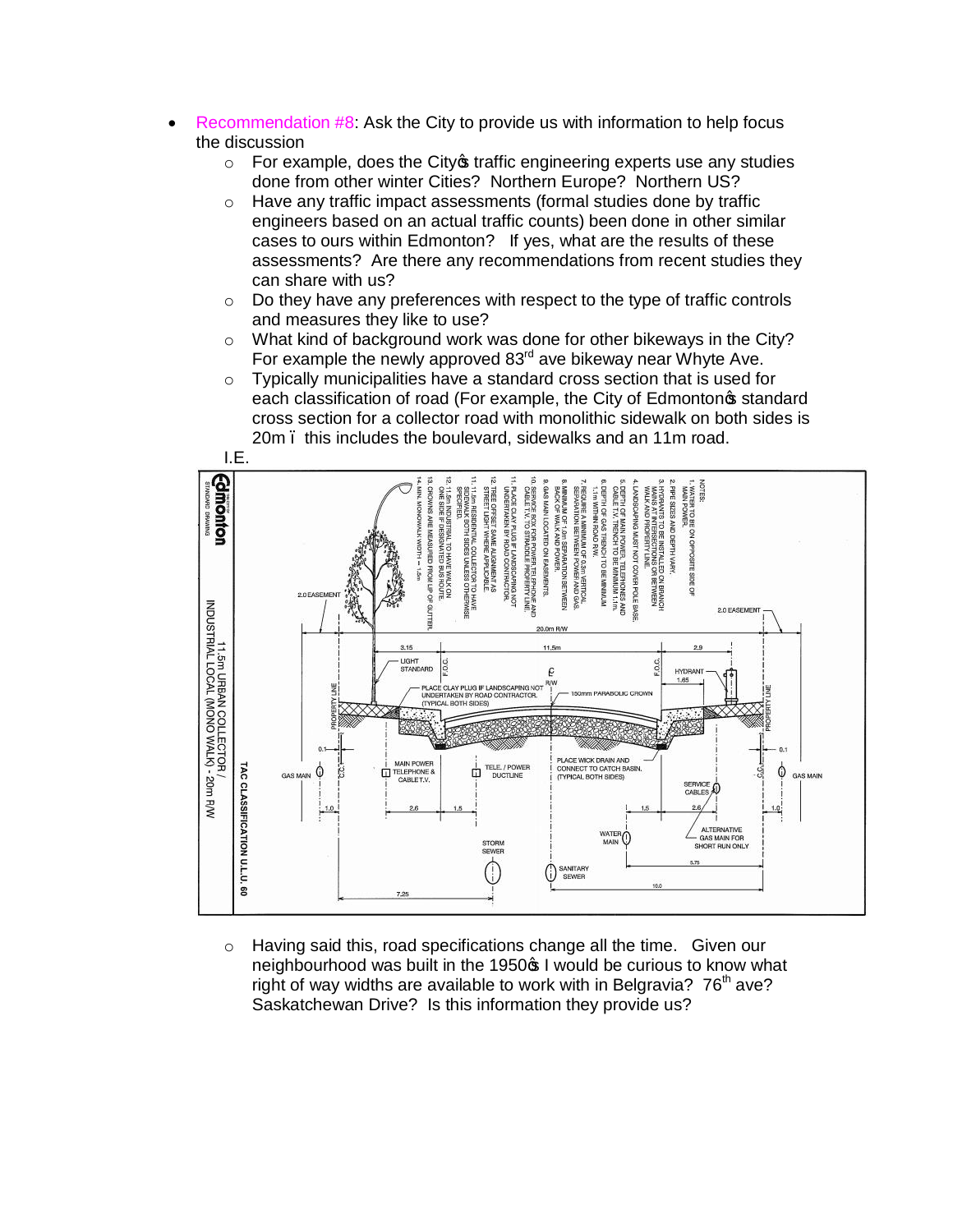- Recommendation #8: Ask the City to provide us with information to help focus the discussion
  - For example, does the City's traffic engineering experts use any studies done from other winter Cities? Northern Europe? Northern US?
  - Have any traffic impact assessments (formal studies done by traffic engineers based on an actual traffic counts) been done in other similar cases to ours within Edmonton? If yes, what are the results of these assessments? Are there any recommendations from recent studies they can share with us?
  - Do they have any preferences with respect to the type of traffic controls and measures they like to use?
  - What kind of background work was done for other bikeways in the City? For example the newly approved 83rd ave bikeway near Whyte Ave.
  - Typically municipalities have a standard cross section that is used for each classification of road (For example, the City of Edmonton's standard cross section for a collector road with monolithic sidewalk on both sides is 20m – this includes the boulevard, sidewalks and an 11m road.

    I.E.

    11.5m URBAN COLLECTOR / INDUSTRIAL LOCAL (MONO WALK) - 20m R/W

    TAC CLASSIFICATION U.L.U. 60

  - Having said this, road specifications change all the time. Given our neighbourhood was built in the 1950's I would be curious to know what right of way widths are available to work with in Belgravia? 76th ave? Saskatchewan Drive? Is this information they provide us?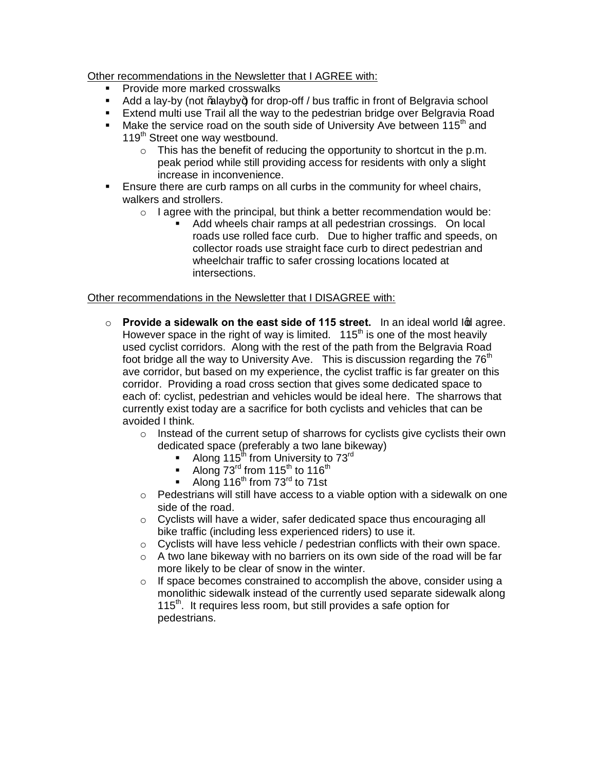<u>Other recommendations in the Newsletter that I AGREE with:</u>

- Provide more marked crosswalks
- Add a lay-by (not "a layby") for drop-off / bus traffic in front of Belgravia school
- Extend multi use Trail all the way to the pedestrian bridge over Belgravia Road
- Make the service road on the south side of University Ave between 115th and 119th Street one way westbound.
  - This has the benefit of reducing the opportunity to shortcut in the p.m. peak period while still providing access for residents with only a slight increase in inconvenience.
- Ensure there are curb ramps on all curbs in the community for wheel chairs, walkers and strollers.
  - I agree with the principal, but think a better recommendation would be:
    - Add wheels chair ramps at all pedestrian crossings. On local roads use rolled face curb. Due to higher traffic and speeds, on collector roads use straight face curb to direct pedestrian and wheelchair traffic to safer crossing locations located at intersections.

<u>Other recommendations in the Newsletter that I DISAGREE with:</u>

- **Provide a sidewalk on the east side of 115 street.** In an ideal world I'd agree. However space in the right of way is limited. 115th is one of the most heavily used cyclist corridors. Along with the rest of the path from the Belgravia Road foot bridge all the way to University Ave. This is discussion regarding the 76th ave corridor, but based on my experience, the cyclist traffic is far greater on this corridor. Providing a road cross section that gives some dedicated space to each of: cyclist, pedestrian and vehicles would be ideal here. The sharrows that currently exist today are a sacrifice for both cyclists and vehicles that can be avoided I think.
  - Instead of the current setup of sharrows for cyclists give cyclists their own dedicated space (preferably a two lane bikeway)
    - Along 115th from University to 73rd
    - Along 73rd from 115th to 116th
    - Along 116th from 73rd to 71st
  - Pedestrians will still have access to a viable option with a sidewalk on one side of the road.
  - Cyclists will have a wider, safer dedicated space thus encouraging all bike traffic (including less experienced riders) to use it.
  - Cyclists will have less vehicle / pedestrian conflicts with their own space.
  - A two lane bikeway with no barriers on its own side of the road will be far more likely to be clear of snow in the winter.
  - If space becomes constrained to accomplish the above, consider using a monolithic sidewalk instead of the currently used separate sidewalk along 115th. It requires less room, but still provides a safe option for pedestrians.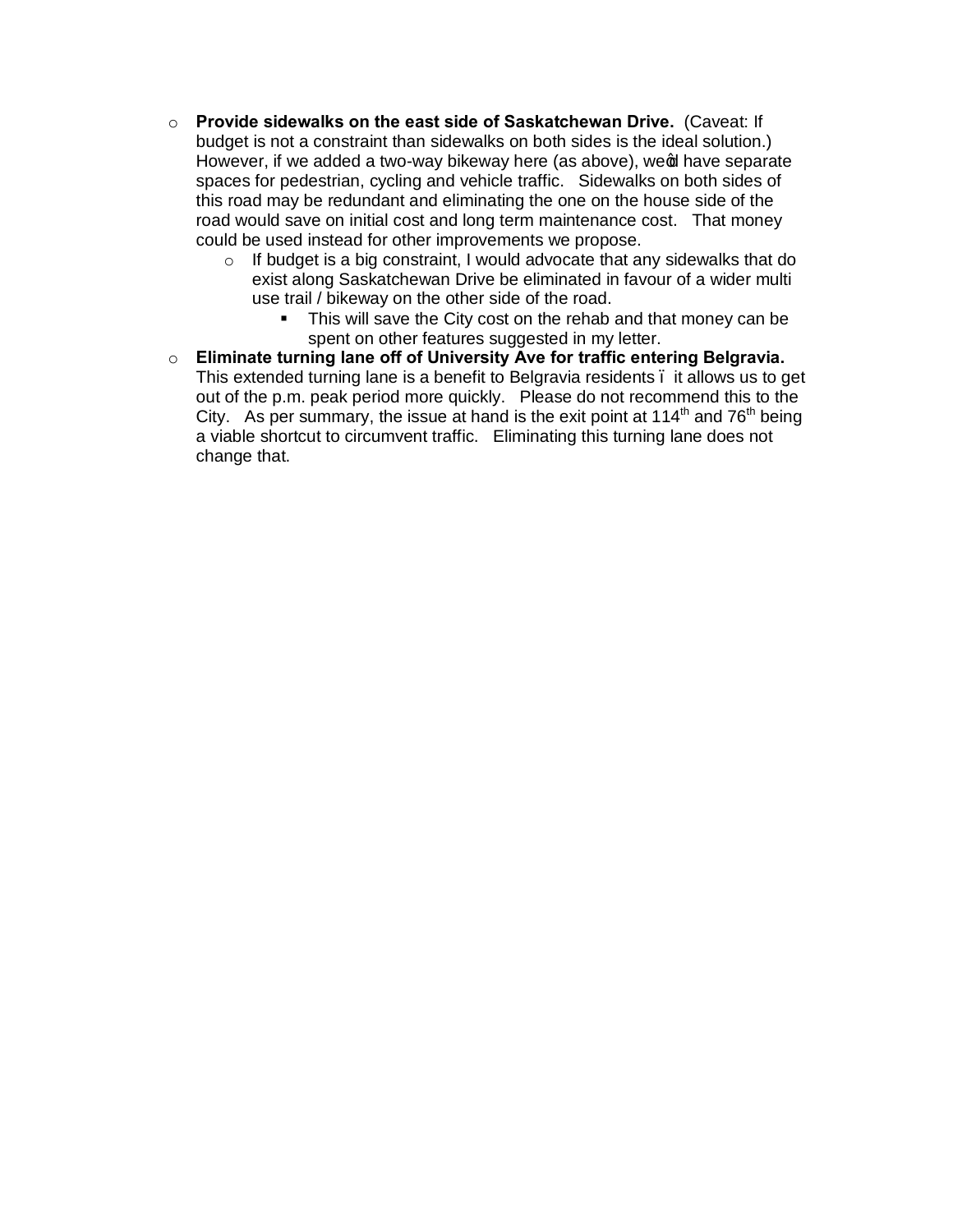- **Provide sidewalks on the east side of Saskatchewan Drive.** (Caveat: If budget is not a constraint than sidewalks on both sides is the ideal solution.) However, if we added a two-way bikeway here (as above), we'd have separate spaces for pedestrian, cycling and vehicle traffic. Sidewalks on both sides of this road may be redundant and eliminating the one on the house side of the road would save on initial cost and long term maintenance cost. That money could be used instead for other improvements we propose.
  - If budget is a big constraint, I would advocate that any sidewalks that do exist along Saskatchewan Drive be eliminated in favour of a wider multi use trail / bikeway on the other side of the road.
    - This will save the City cost on the rehab and that money can be spent on other features suggested in my letter.
- **Eliminate turning lane off of University Ave for traffic entering Belgravia.** This extended turning lane is a benefit to Belgravia residents – it allows us to get out of the p.m. peak period more quickly. Please do not recommend this to the City. As per summary, the issue at hand is the exit point at 114th and 76th being a viable shortcut to circumvent traffic. Eliminating this turning lane does not change that.